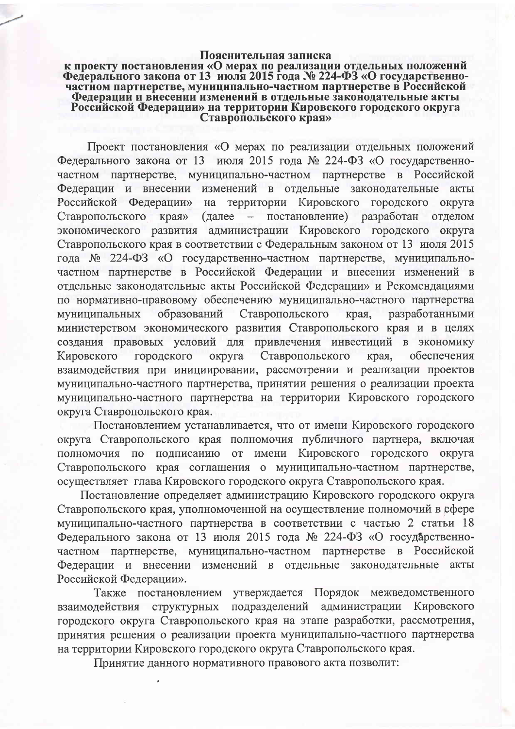**Пояснительная записка**
**к проекту постановления «О мерах по реализации отдельных положений Федерального закона от 13 июля 2015 года № 224-ФЗ «О государственно-частном партнерстве, муниципально-частном партнерстве в Российской Федерации и внесении изменений в отдельные законодательные акты Российской Федерации» на территории Кировского городского округа Ставропольского края»**

Проект постановления «О мерах по реализации отдельных положений Федерального закона от 13 июля 2015 года № 224-ФЗ «О государственно-частном партнерстве, муниципально-частном партнерстве в Российской Федерации и внесении изменений в отдельные законодательные акты Российской Федерации» на территории Кировского городского округа Ставропольского края» (далее – постановление) разработан отделом экономического развития администрации Кировского городского округа Ставропольского края в соответствии с Федеральным законом от 13 июля 2015 года № 224-ФЗ «О государственно-частном партнерстве, муниципально-частном партнерстве в Российской Федерации и внесении изменений в отдельные законодательные акты Российской Федерации» и Рекомендациями по нормативно-правовому обеспечению муниципально-частного партнерства муниципальных образований Ставропольского края, разработанными министерством экономического развития Ставропольского края и в целях создания правовых условий для привлечения инвестиций в экономику Кировского городского округа Ставропольского края, обеспечения взаимодействия при инициировании, рассмотрении и реализации проектов муниципально-частного партнерства, принятии решения о реализации проекта муниципально-частного партнерства на территории Кировского городского округа Ставропольского края.

Постановлением устанавливается, что от имени Кировского городского округа Ставропольского края полномочия публичного партнера, включая полномочия по подписанию от имени Кировского городского округа Ставропольского края соглашения о муниципально-частном партнерстве, осуществляет глава Кировского городского округа Ставропольского края.

Постановление определяет администрацию Кировского городского округа Ставропольского края, уполномоченной на осуществление полномочий в сфере муниципально-частного партнерства в соответствии с частью 2 статьи 18 Федерального закона от 13 июля 2015 года № 224-ФЗ «О государственно-частном партнерстве, муниципально-частном партнерстве в Российской Федерации и внесении изменений в отдельные законодательные акты Российской Федерации».

Также постановлением утверждается Порядок межведомственного взаимодействия структурных подразделений администрации Кировского городского округа Ставропольского края на этапе разработки, рассмотрения, принятия решения о реализации проекта муниципально-частного партнерства на территории Кировского городского округа Ставропольского края.

Принятие данного нормативного правового акта позволит: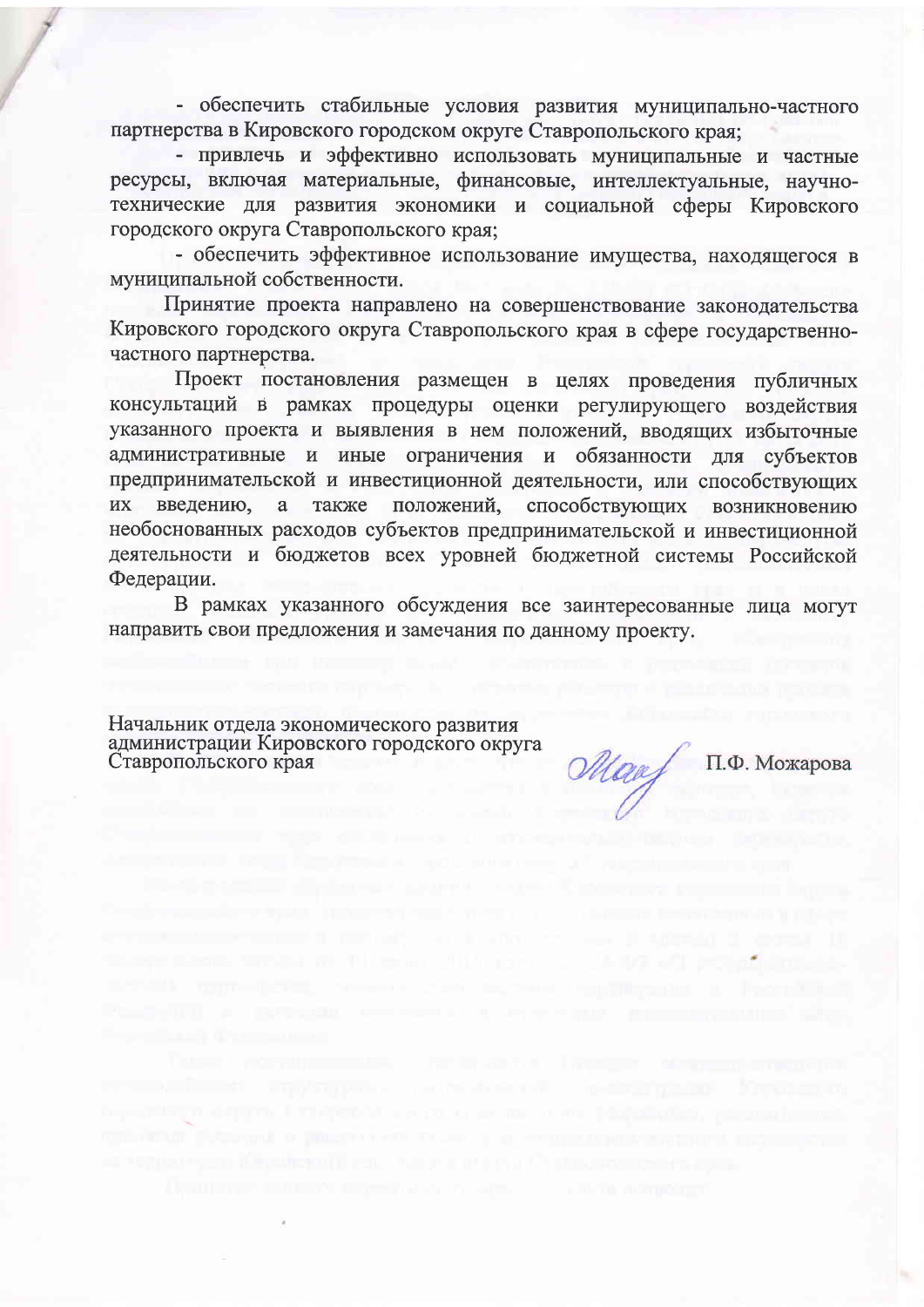- обеспечить стабильные условия развития муниципально-частного партнерства в Кировского городском округе Ставропольского края;

- привлечь и эффективно использовать муниципальные и частные ресурсы, включая материальные, финансовые, интеллектуальные, научно-технические для развития экономики и социальной сферы Кировского городского округа Ставропольского края;

- обеспечить эффективное использование имущества, находящегося в муниципальной собственности.

Принятие проекта направлено на совершенствование законодательства Кировского городского округа Ставропольского края в сфере государственно-частного партнерства.

Проект постановления размещен в целях проведения публичных консультаций в рамках процедуры оценки регулирующего воздействия указанного проекта и выявления в нем положений, вводящих избыточные административные и иные ограничения и обязанности для субъектов предпринимательской и инвестиционной деятельности, или способствующих их введению, а также положений, способствующих возникновению необоснованных расходов субъектов предпринимательской и инвестиционной деятельности и бюджетов всех уровней бюджетной системы Российской Федерации.

В рамках указанного обсуждения все заинтересованные лица могут направить свои предложения и замечания по данному проекту.

Начальник отдела экономического развития
администрации Кировского городского округа
Ставропольского края П.Ф. Можарова